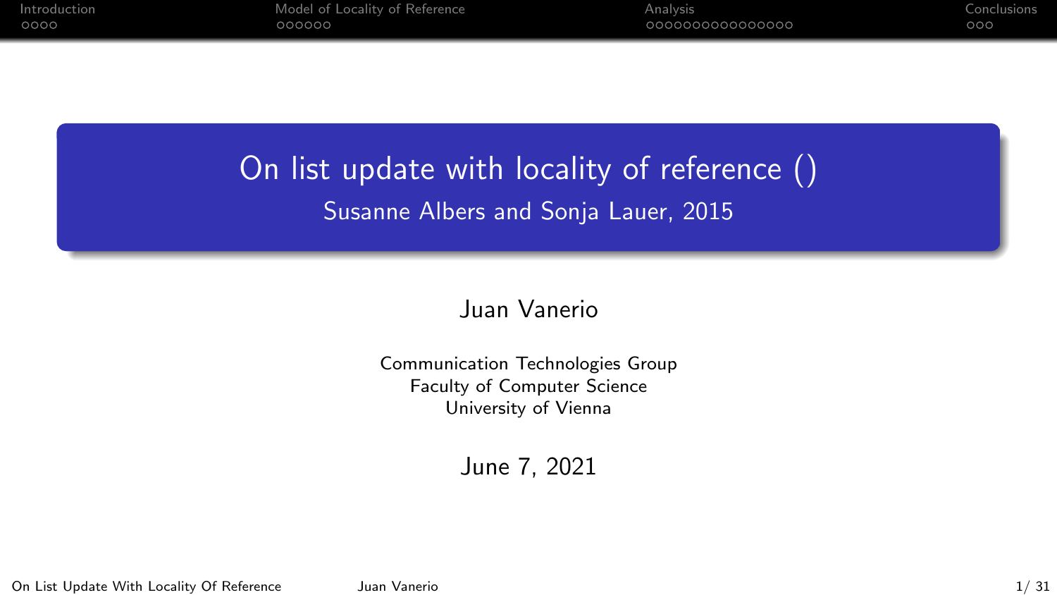# On list update with locality of reference ()

Susanne Albers and Sonja Lauer, 2015

Juan Vanerio

Communication Technologies Group
Faculty of Computer Science
University of Vienna

June 7, 2021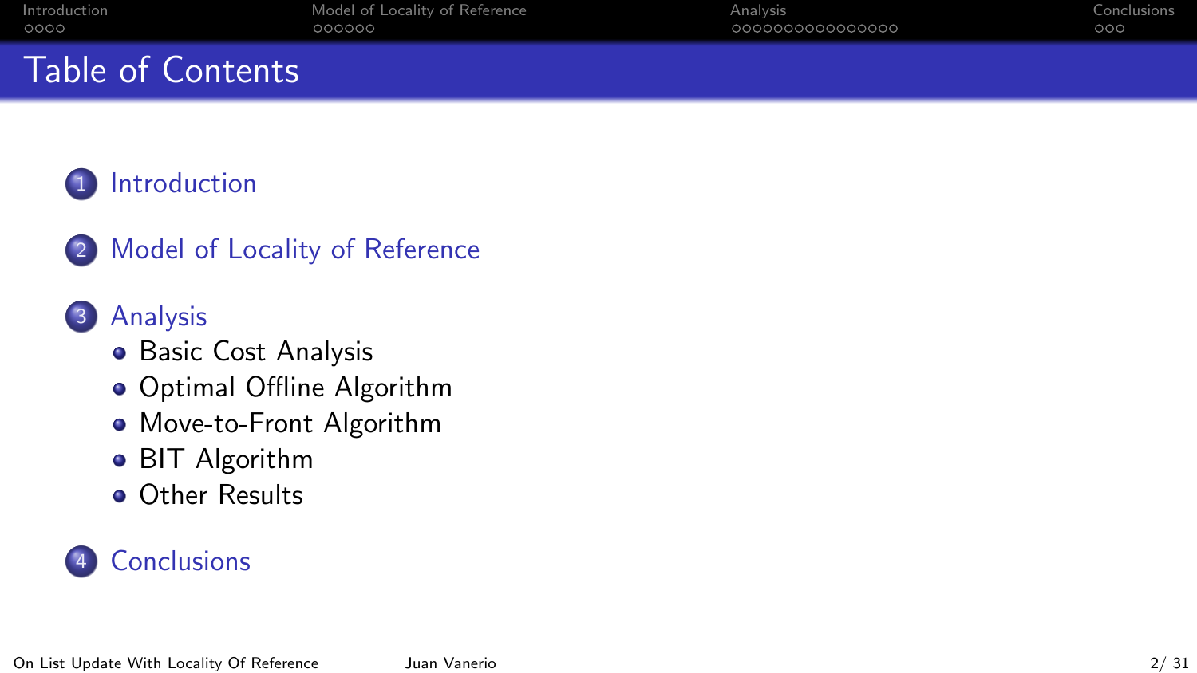# Table of Contents

1. Introduction
2. Model of Locality of Reference
3. Analysis
   - Basic Cost Analysis
   - Optimal Offline Algorithm
   - Move-to-Front Algorithm
   - BIT Algorithm
   - Other Results
4. Conclusions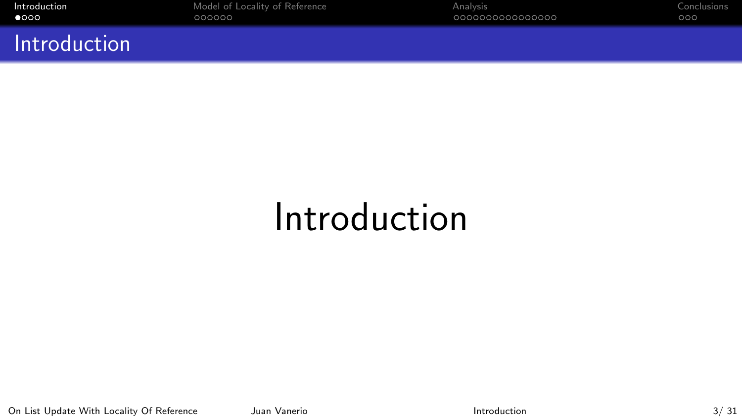# Introduction

Introduction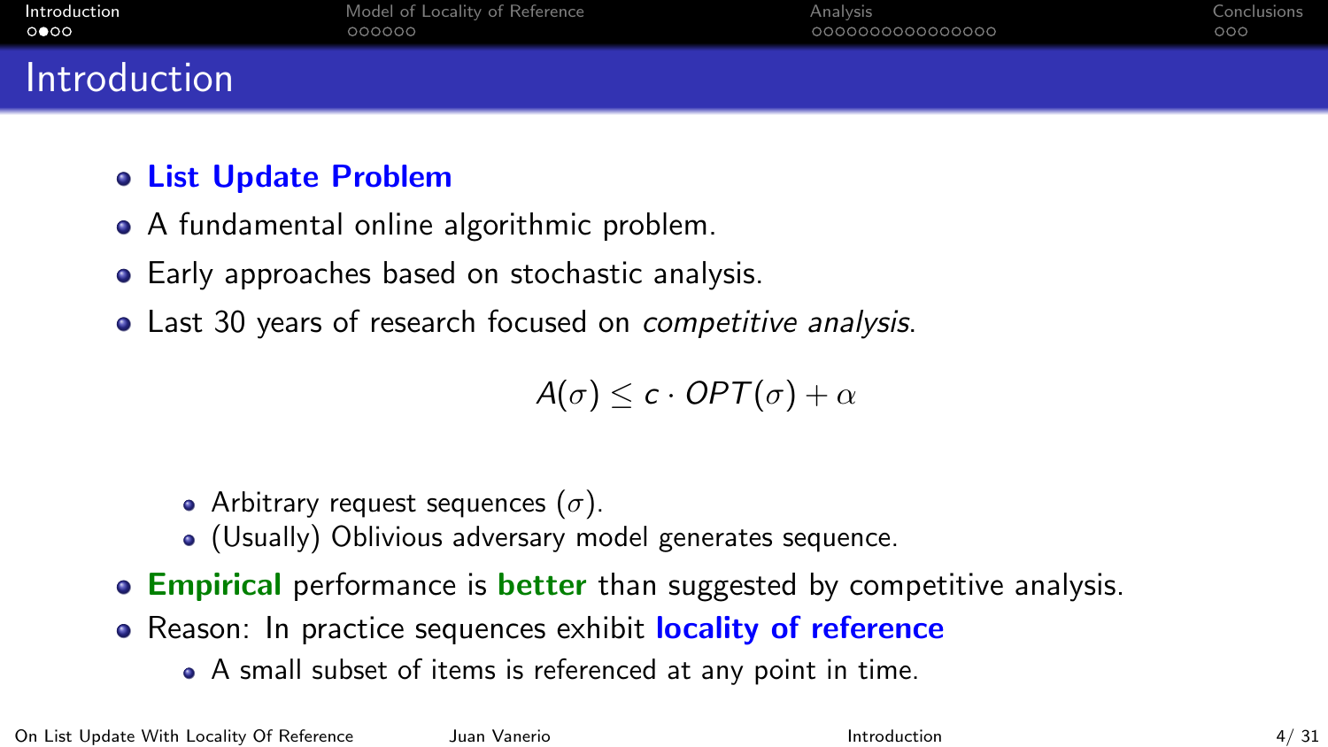# Introduction

- **List Update Problem**
- A fundamental online algorithmic problem.
- Early approaches based on stochastic analysis.
- Last 30 years of research focused on *competitive analysis*.

$$A(\sigma) \leq c \cdot OPT(\sigma) + \alpha$$

  - Arbitrary request sequences ($\sigma$).
  - (Usually) Oblivious adversary model generates sequence.
- **Empirical** performance is **better** than suggested by competitive analysis.
- Reason: In practice sequences exhibit **locality of reference**
  - A small subset of items is referenced at any point in time.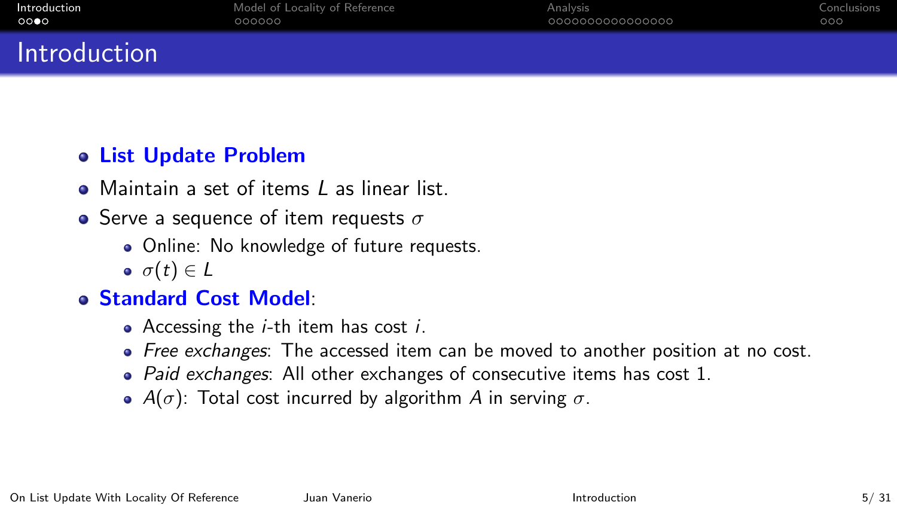# Introduction

- **List Update Problem**
- Maintain a set of items $L$ as linear list.
- Serve a sequence of item requests $\sigma$
  - Online: No knowledge of future requests.
  - $\sigma(t) \in L$
- **Standard Cost Model**:
  - Accessing the $i$-th item has cost $i$.
  - *Free exchanges*: The accessed item can be moved to another position at no cost.
  - *Paid exchanges*: All other exchanges of consecutive items has cost 1.
  - $A(\sigma)$: Total cost incurred by algorithm $A$ in serving $\sigma$.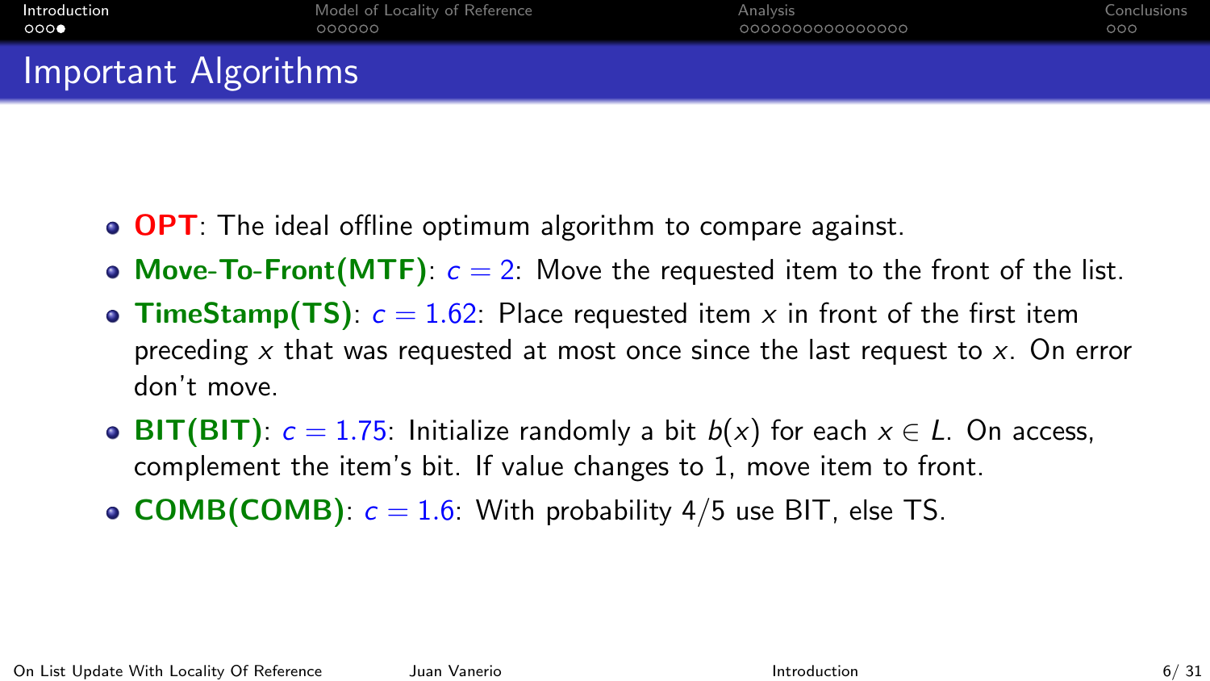# Important Algorithms

- **OPT**: The ideal offline optimum algorithm to compare against.
- **Move-To-Front(MTF)**: $c = 2$: Move the requested item to the front of the list.
- **TimeStamp(TS)**: $c = 1.62$: Place requested item $x$ in front of the first item preceding $x$ that was requested at most once since the last request to $x$. On error don't move.
- **BIT(BIT)**: $c = 1.75$: Initialize randomly a bit $b(x)$ for each $x \in L$. On access, complement the item's bit. If value changes to 1, move item to front.
- **COMB(COMB)**: $c = 1.6$: With probability 4/5 use BIT, else TS.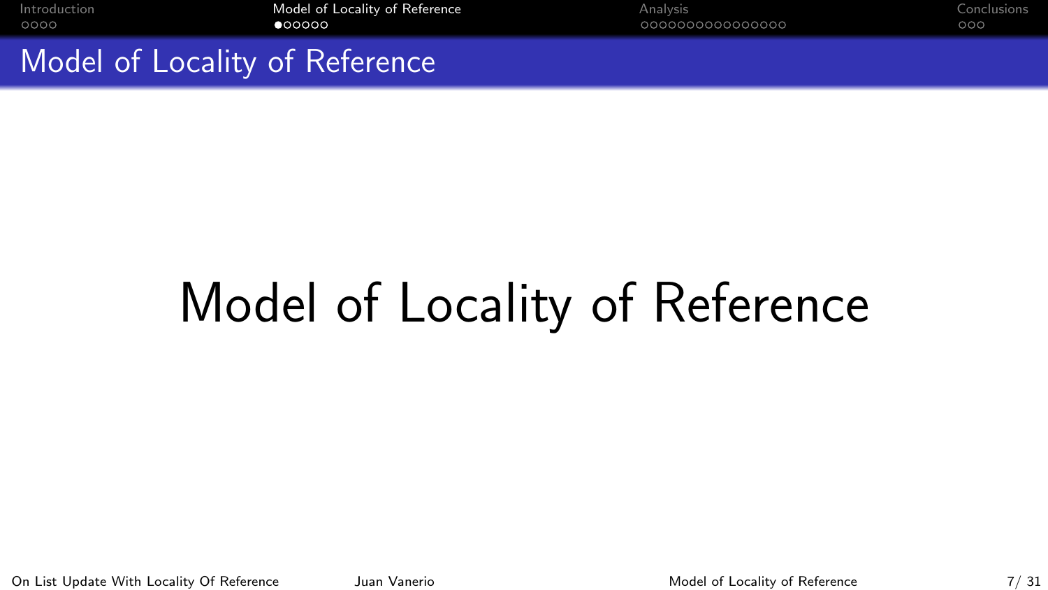# Model of Locality of Reference

Model of Locality of Reference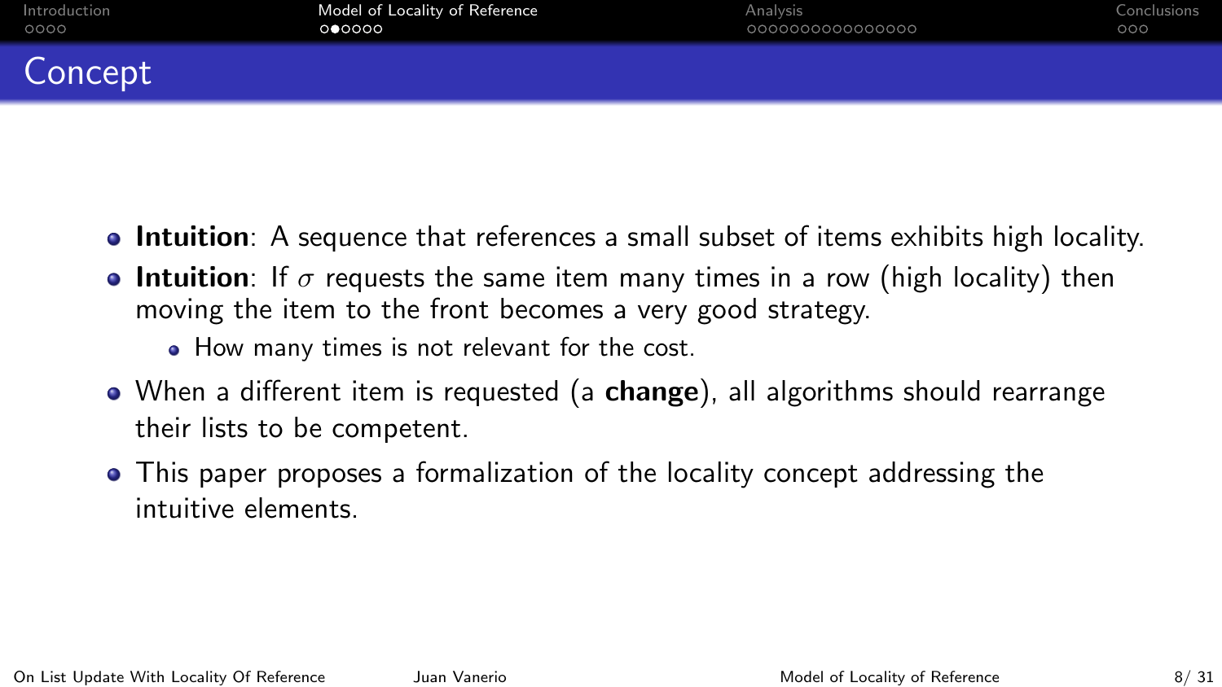# Concept

- **Intuition**: A sequence that references a small subset of items exhibits high locality.
- **Intuition**: If $\sigma$ requests the same item many times in a row (high locality) then moving the item to the front becomes a very good strategy.
  - How many times is not relevant for the cost.
- When a different item is requested (a **change**), all algorithms should rearrange their lists to be competent.
- This paper proposes a formalization of the locality concept addressing the intuitive elements.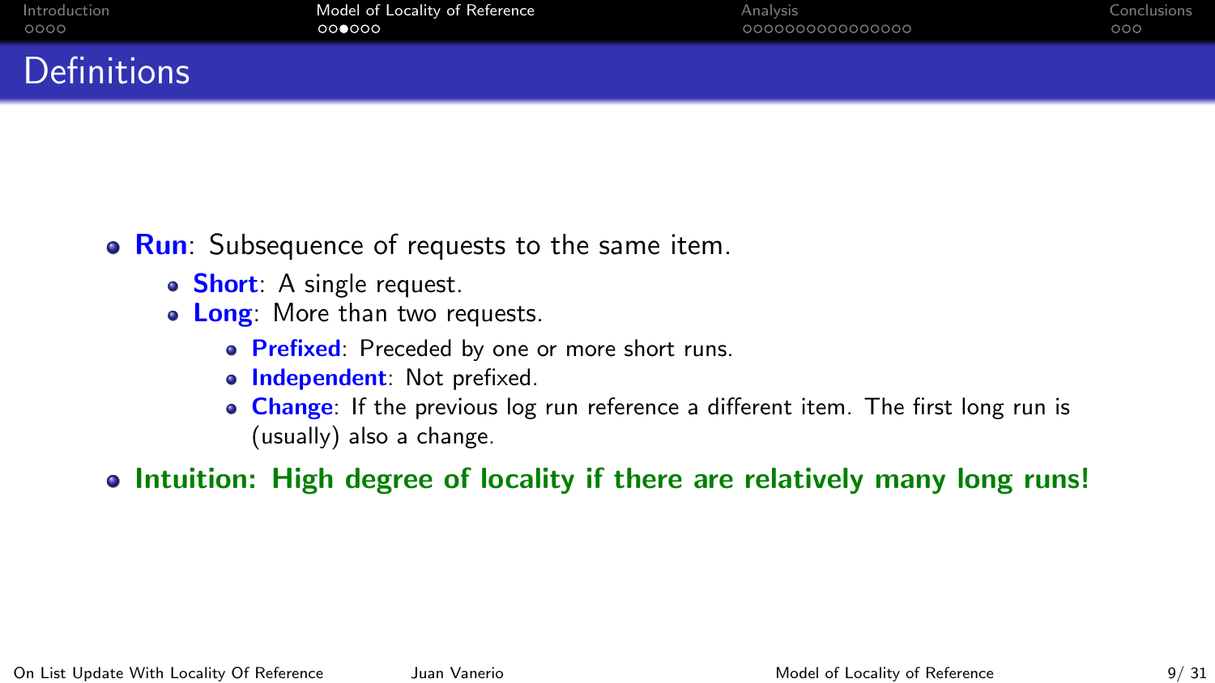# Definitions

- **Run**: Subsequence of requests to the same item.
  - **Short**: A single request.
  - **Long**: More than two requests.
    - **Prefixed**: Preceded by one or more short runs.
    - **Independent**: Not prefixed.
    - **Change**: If the previous log run reference a different item. The first long run is (usually) also a change.
- **Intuition: High degree of locality if there are relatively many long runs!**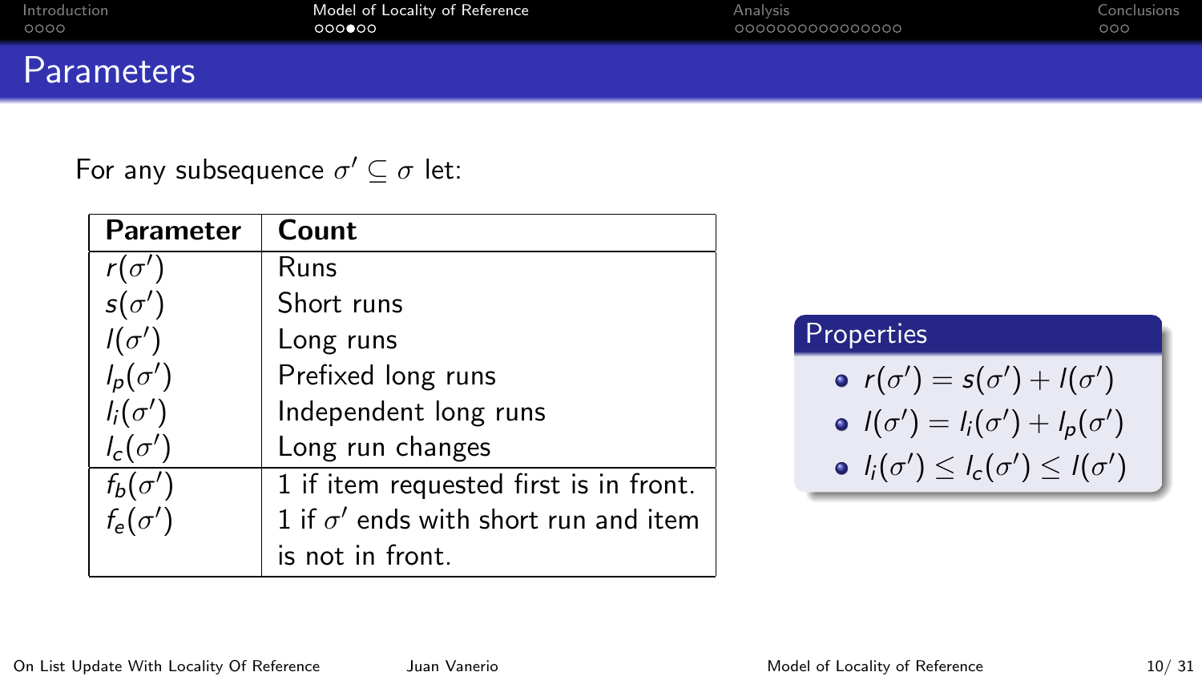## Parameters

For any subsequence $\sigma' \subseteq \sigma$ let:

| Parameter | Count |
|---|---|
| $r(\sigma')$ | Runs |
| $s(\sigma')$ | Short runs |
| $l(\sigma')$ | Long runs |
| $l_p(\sigma')$ | Prefixed long runs |
| $l_i(\sigma')$ | Independent long runs |
| $l_c(\sigma')$ | Long run changes |
| $f_b(\sigma')$ | 1 if item requested first is in front. |
| $f_e(\sigma')$ | 1 if $\sigma'$ ends with short run and item is not in front. |

**Properties**

- $r(\sigma') = s(\sigma') + l(\sigma')$
- $l(\sigma') = l_i(\sigma') + l_p(\sigma')$
- $l_i(\sigma') \leq l_c(\sigma') \leq l(\sigma')$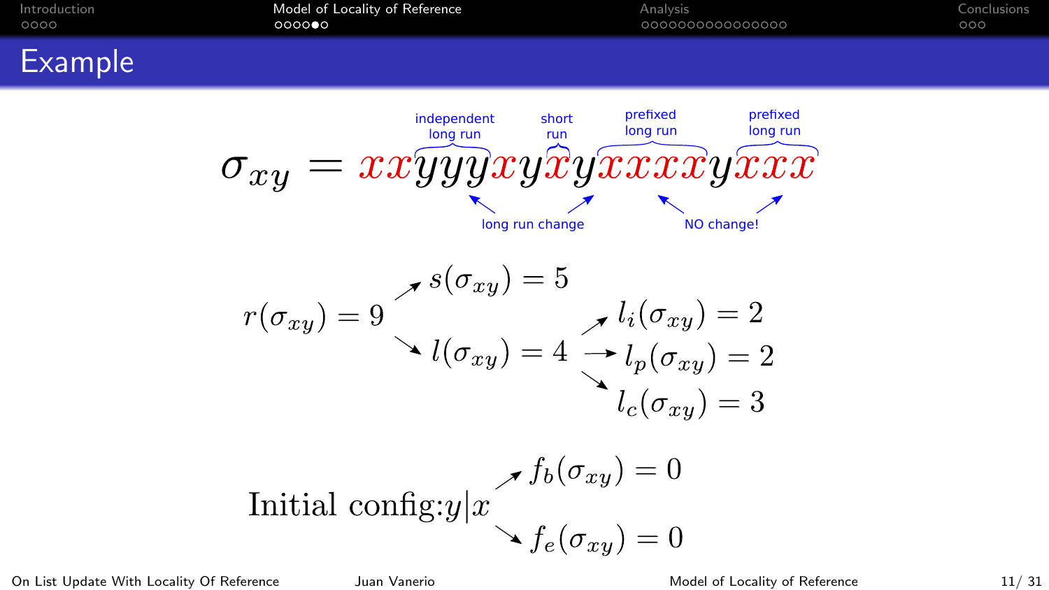# Example

$$\sigma_{xy} = xxyyyxyxyxxxxyxxx$$

Annotations: "independent long run" (over $yyy$), "short run" (over the single $x$), "prefixed long run" (over $xxxx$), "prefixed long run" (over $xxx$); "long run change" (arrows under the first two), "NO change!" (arrows under the last two).

$r(\sigma_{xy}) = 9$

- $s(\sigma_{xy}) = 5$
- $l(\sigma_{xy}) = 4$
  - $l_i(\sigma_{xy}) = 2$
  - $l_p(\sigma_{xy}) = 2$
  - $l_c(\sigma_{xy}) = 3$

Initial config: $y|x$

- $f_b(\sigma_{xy}) = 0$
- $f_e(\sigma_{xy}) = 0$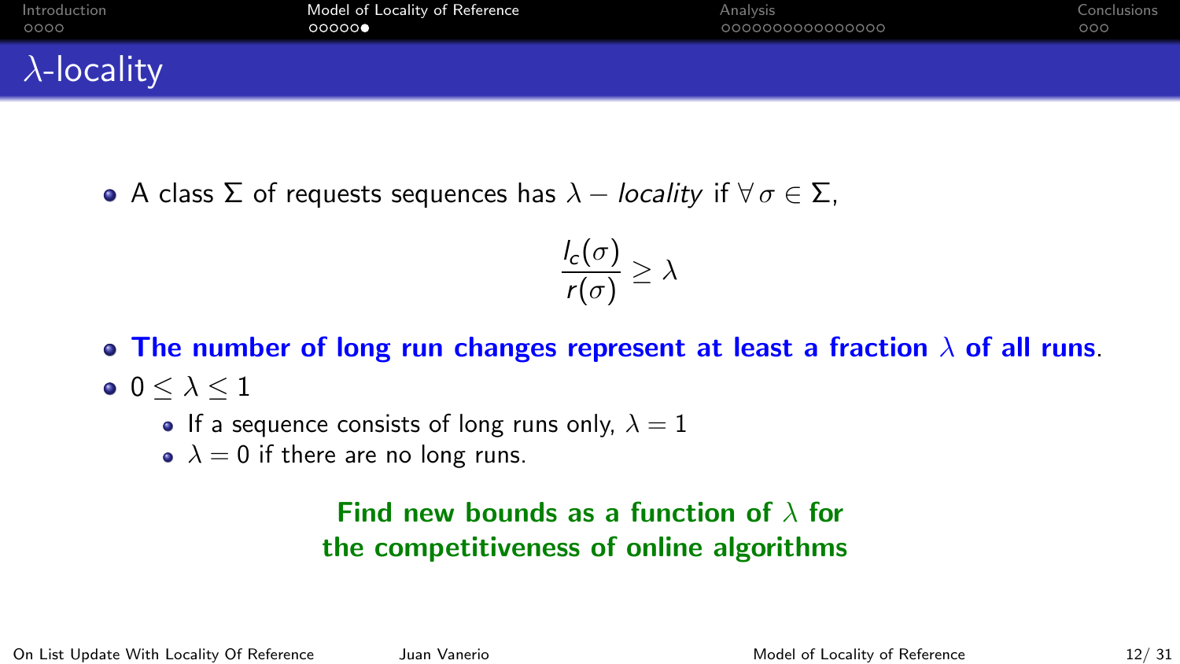# $\lambda$-locality

- A class $\Sigma$ of requests sequences has $\lambda -$ *locality* if $\forall\, \sigma \in \Sigma$,

$$\frac{l_c(\sigma)}{r(\sigma)} \geq \lambda$$

- **The number of long run changes represent at least a fraction $\lambda$ of all runs**.
- $0 \leq \lambda \leq 1$
  - If a sequence consists of long runs only, $\lambda = 1$
  - $\lambda = 0$ if there are no long runs.

**Find new bounds as a function of $\lambda$ for the competitiveness of online algorithms**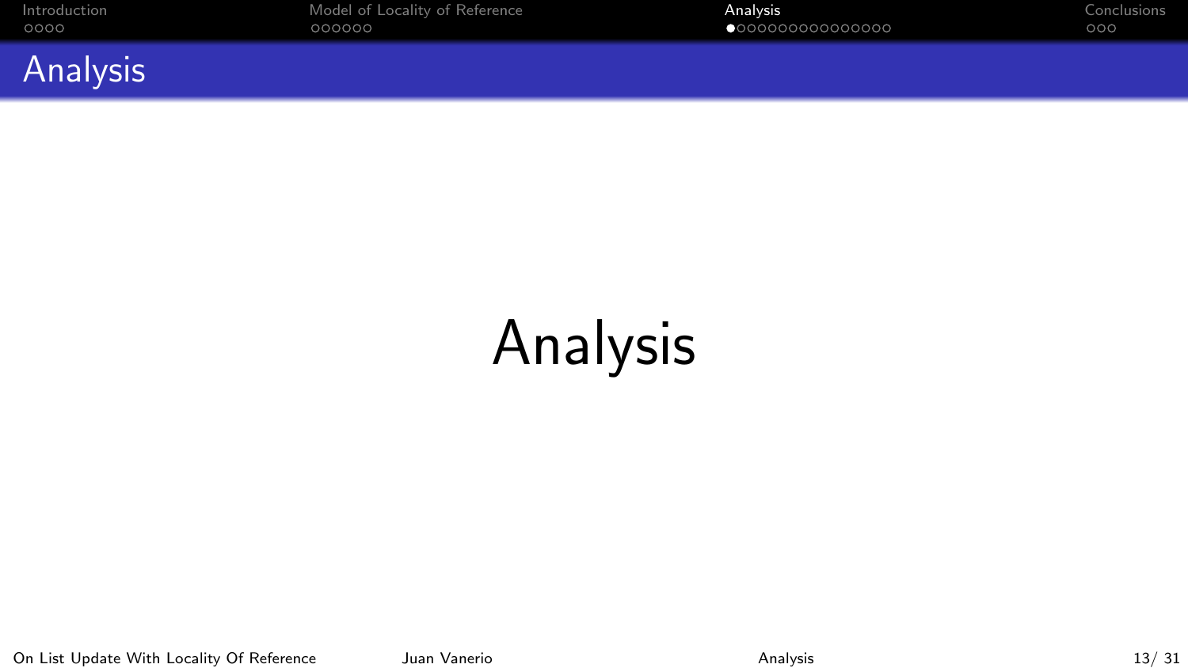# Analysis

Analysis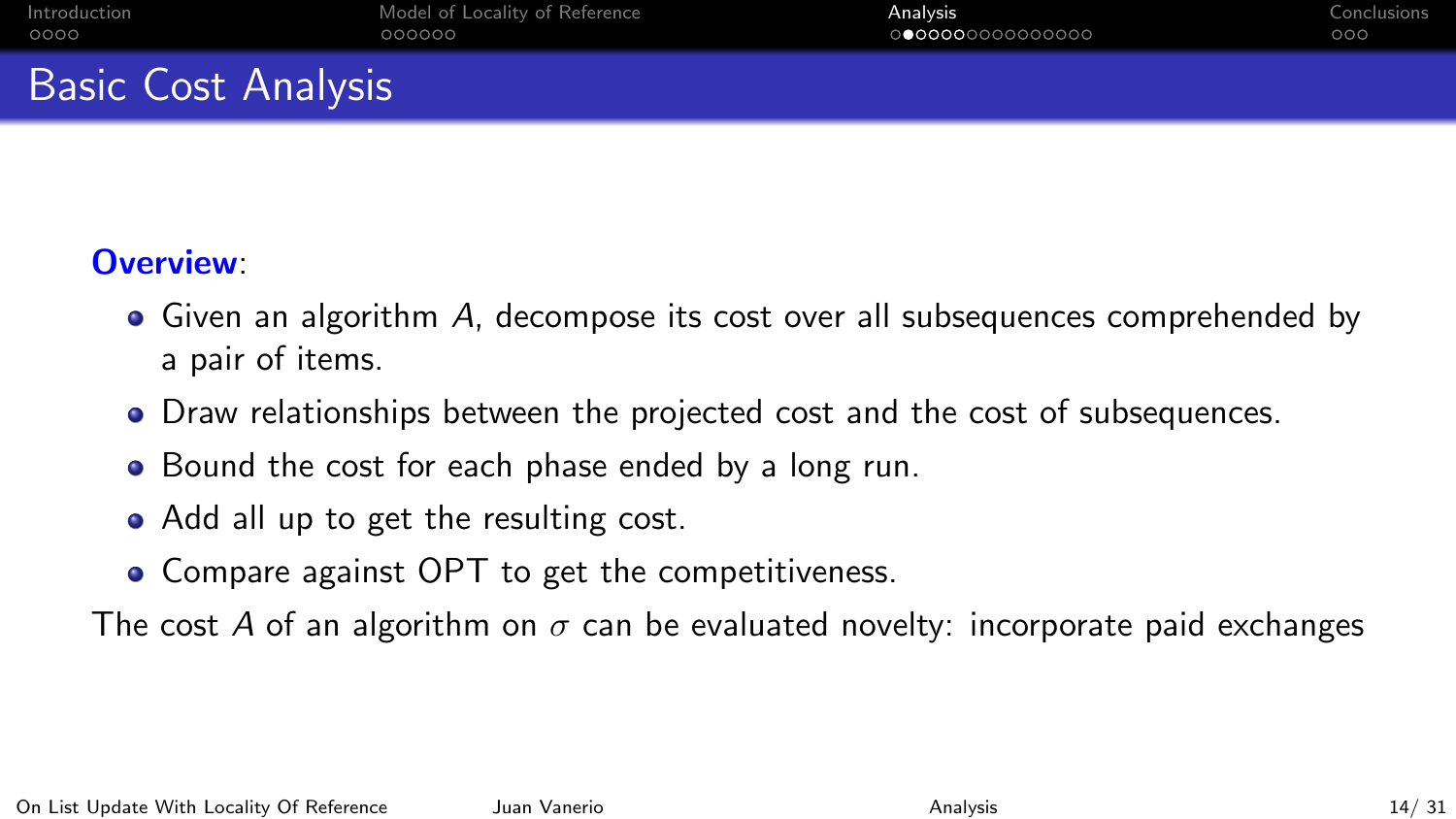## Basic Cost Analysis

**Overview**:

- Given an algorithm $A$, decompose its cost over all subsequences comprehended by a pair of items.
- Draw relationships between the projected cost and the cost of subsequences.
- Bound the cost for each phase ended by a long run.
- Add all up to get the resulting cost.
- Compare against OPT to get the competitiveness.

The cost $A$ of an algorithm on $\sigma$ can be evaluated novelty: incorporate paid exchanges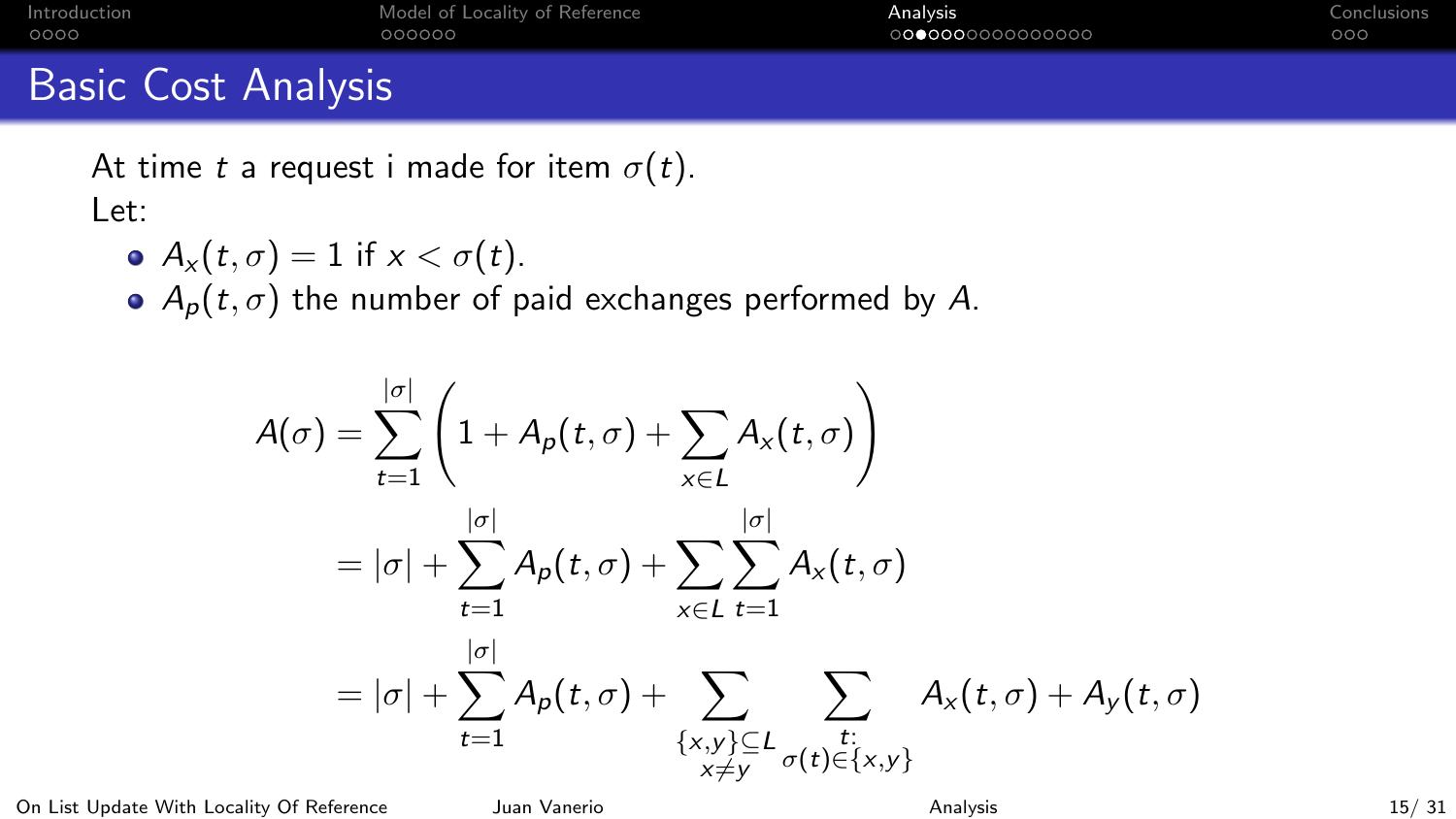# Basic Cost Analysis

At time $t$ a request i made for item $\sigma(t)$.
Let:

- $A_x(t, \sigma) = 1$ if $x < \sigma(t)$.
- $A_p(t, \sigma)$ the number of paid exchanges performed by $A$.

$$
\begin{aligned}
A(\sigma) &= \sum_{t=1}^{|\sigma|} \left( 1 + A_p(t, \sigma) + \sum_{x \in L} A_x(t, \sigma) \right) \\
&= |\sigma| + \sum_{t=1}^{|\sigma|} A_p(t, \sigma) + \sum_{x \in L} \sum_{t=1}^{|\sigma|} A_x(t, \sigma) \\
&= |\sigma| + \sum_{t=1}^{|\sigma|} A_p(t, \sigma) + \sum_{\substack{\{x,y\} \subseteq L \\ x \neq y}} \sum_{\substack{t: \\ \sigma(t) \in \{x,y\}}} A_x(t, \sigma) + A_y(t, \sigma)
\end{aligned}
$$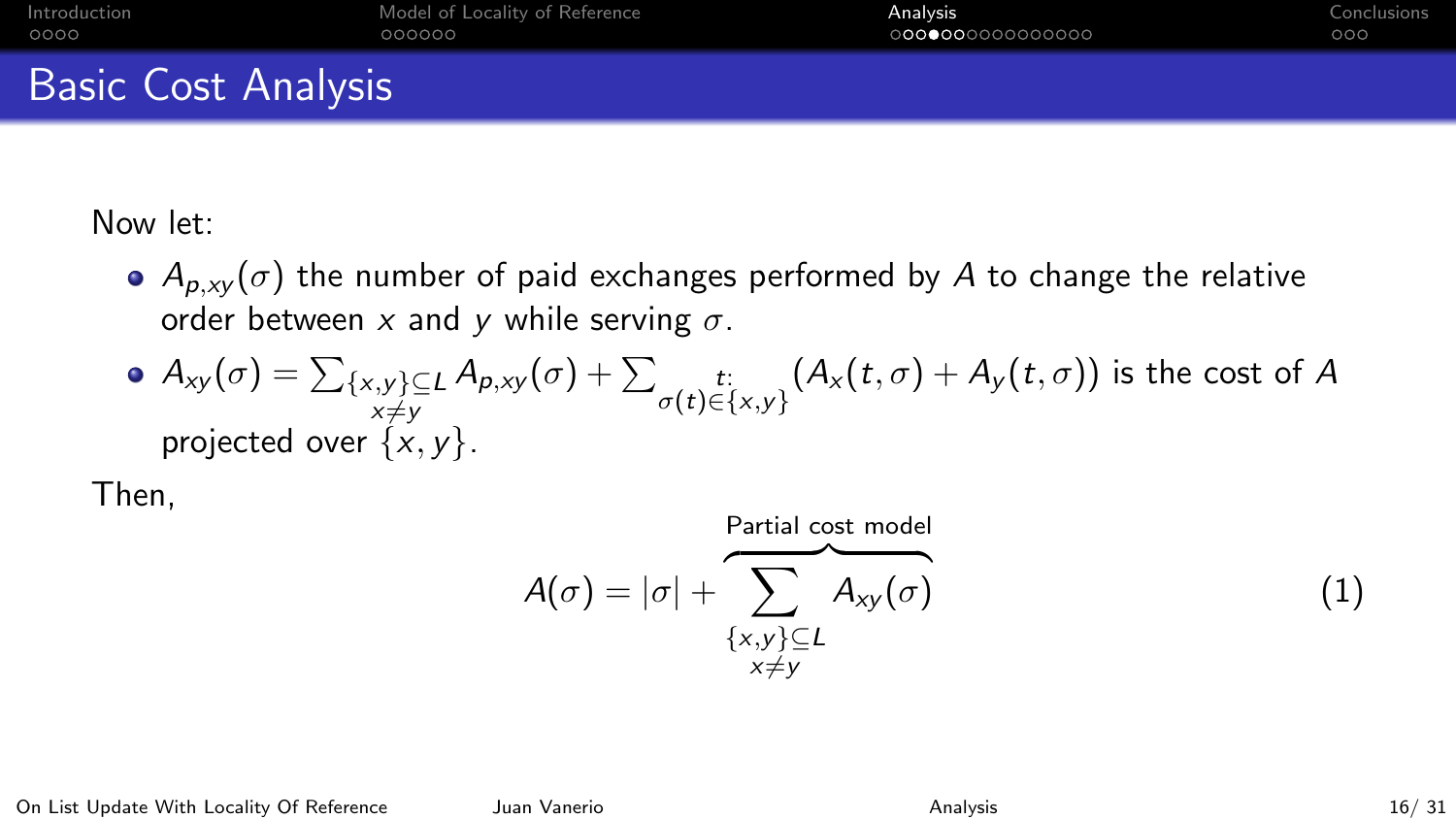# Basic Cost Analysis

Now let:

- $A_{p,xy}(\sigma)$ the number of paid exchanges performed by $A$ to change the relative order between $x$ and $y$ while serving $\sigma$.
- $A_{xy}(\sigma) = \sum_{\substack{\{x,y\} \subseteq L \\ x \neq y}} A_{p,xy}(\sigma) + \sum_{\substack{t: \\ \sigma(t) \in \{x,y\}}} (A_x(t,\sigma) + A_y(t,\sigma))$ is the cost of $A$ projected over $\{x, y\}$.

Then,

$$A(\sigma) = |\sigma| + \overbrace{\sum_{\substack{\{x,y\} \subseteq L \\ x \neq y}} A_{xy}(\sigma)}^{\text{Partial cost model}} \tag{1}$$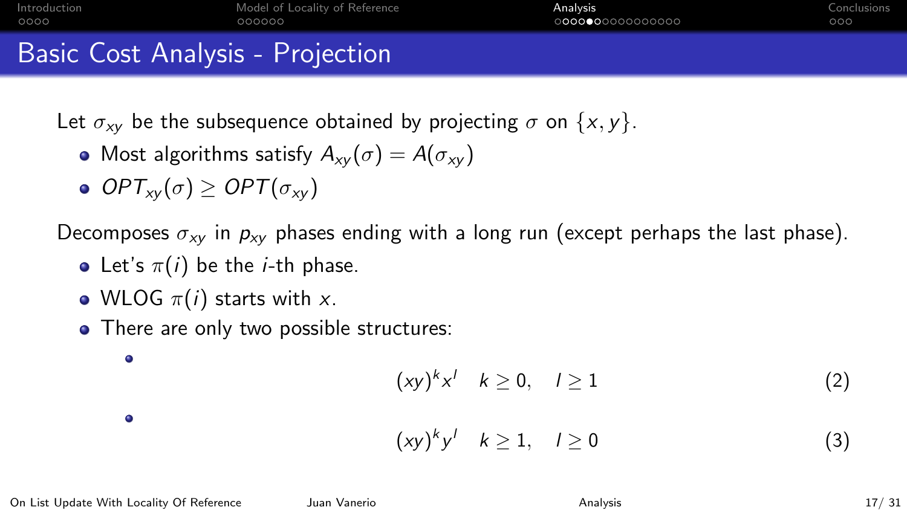# Basic Cost Analysis - Projection

Let $\sigma_{xy}$ be the subsequence obtained by projecting $\sigma$ on $\{x, y\}$.

- Most algorithms satisfy $A_{xy}(\sigma) = A(\sigma_{xy})$
- $OPT_{xy}(\sigma) \geq OPT(\sigma_{xy})$

Decomposes $\sigma_{xy}$ in $p_{xy}$ phases ending with a long run (except perhaps the last phase).

- Let's $\pi(i)$ be the $i$-th phase.
- WLOG $\pi(i)$ starts with $x$.
- There are only two possible structures:
  - $$(xy)^k x^l \quad k \geq 0, \quad l \geq 1 \tag{2}$$
  - $$(xy)^k y^l \quad k \geq 1, \quad l \geq 0 \tag{3}$$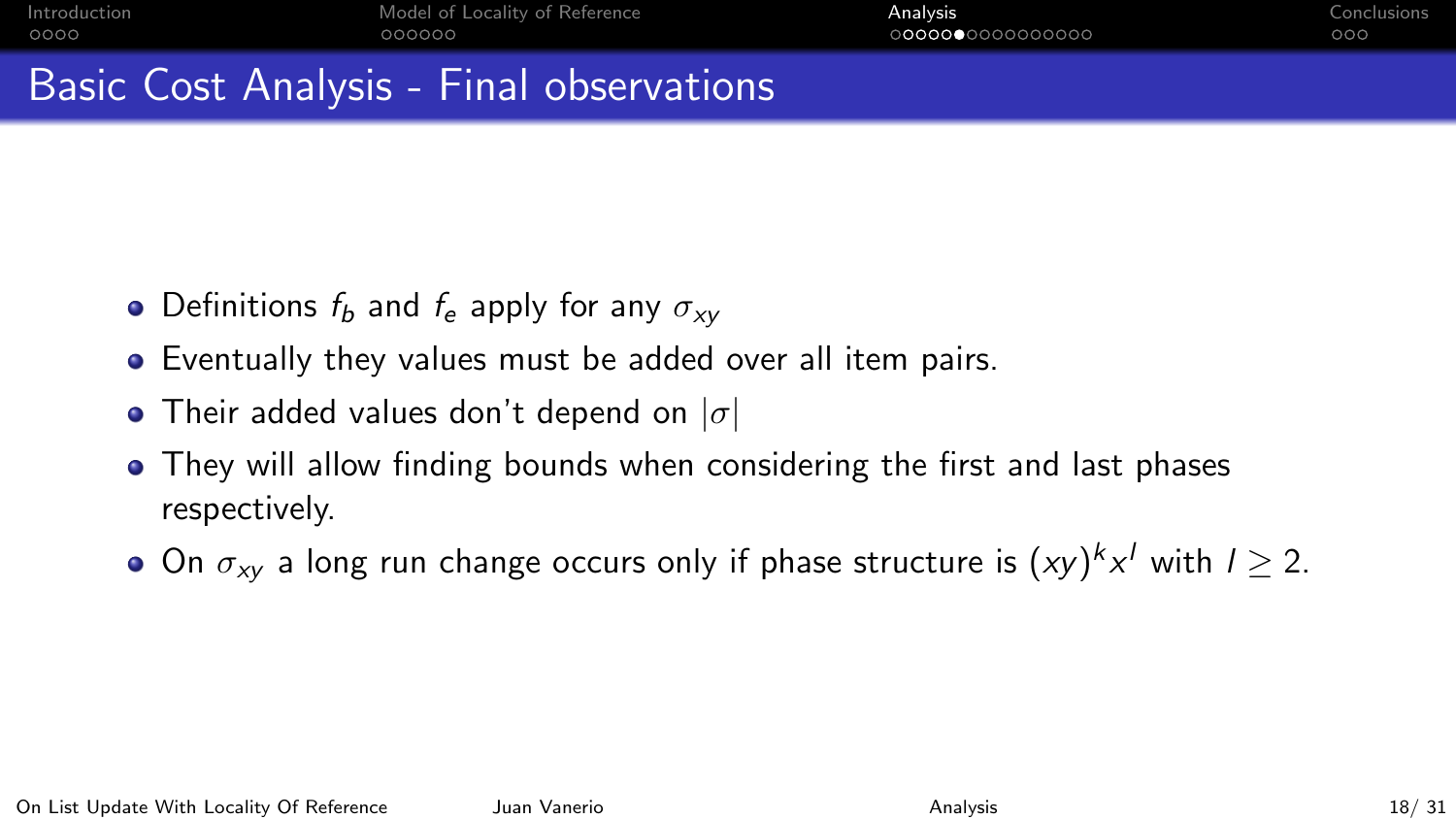# Basic Cost Analysis - Final observations

- Definitions $f_b$ and $f_e$ apply for any $\sigma_{xy}$
- Eventually they values must be added over all item pairs.
- Their added values don't depend on $|\sigma|$
- They will allow finding bounds when considering the first and last phases respectively.
- On $\sigma_{xy}$ a long run change occurs only if phase structure is $(xy)^k x^l$ with $l \geq 2$.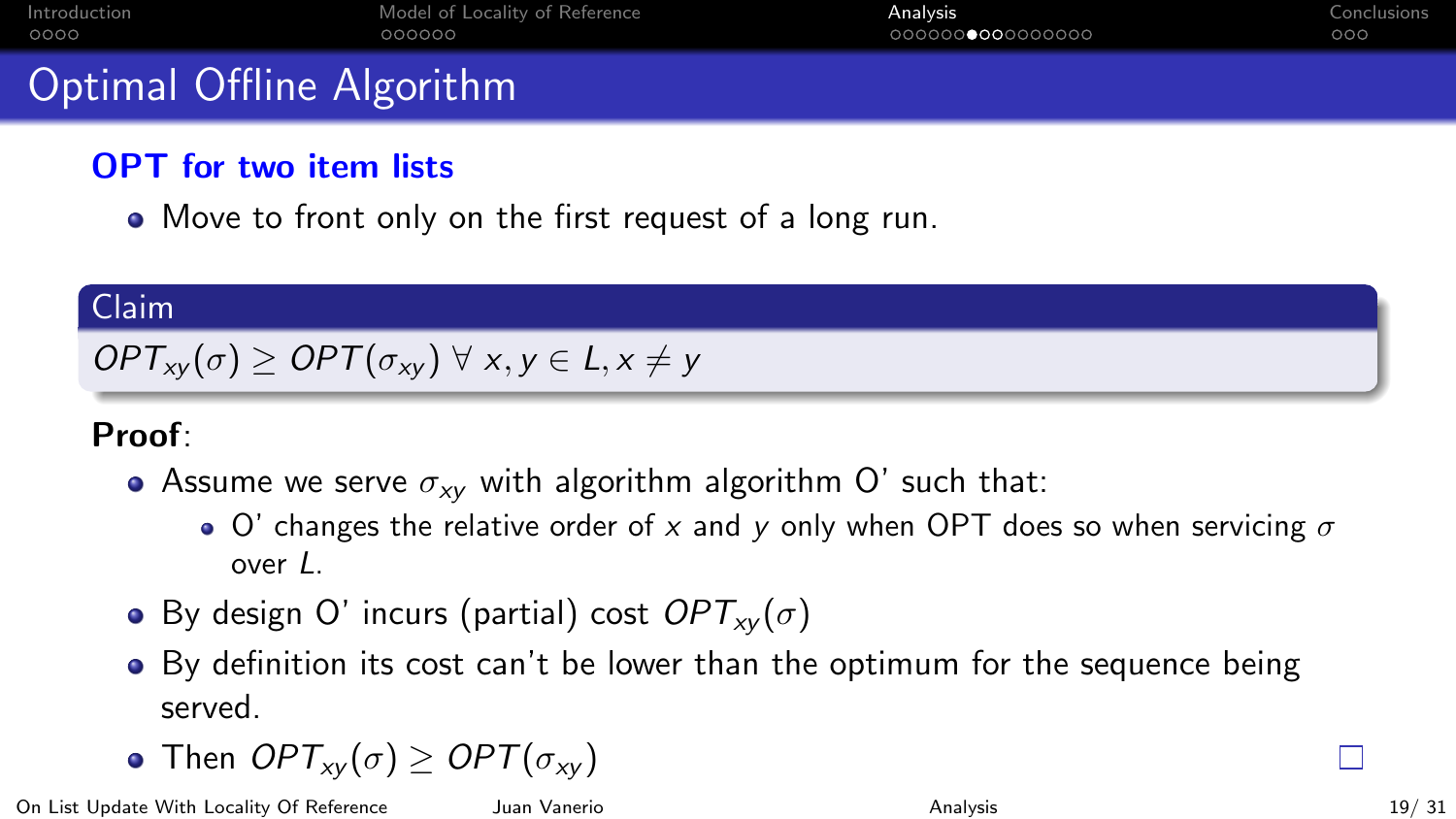# Optimal Offline Algorithm

### OPT for two item lists

- Move to front only on the first request of a long run.

**Claim**

$OPT_{xy}(\sigma) \geq OPT(\sigma_{xy}) \; \forall \; x, y \in L, x \neq y$

**Proof**:

- Assume we serve $\sigma_{xy}$ with algorithm algorithm O' such that:
  - O' changes the relative order of $x$ and $y$ only when OPT does so when servicing $\sigma$ over $L$.
- By design O' incurs (partial) cost $OPT_{xy}(\sigma)$
- By definition its cost can't be lower than the optimum for the sequence being served.
- Then $OPT_{xy}(\sigma) \geq OPT(\sigma_{xy})$ □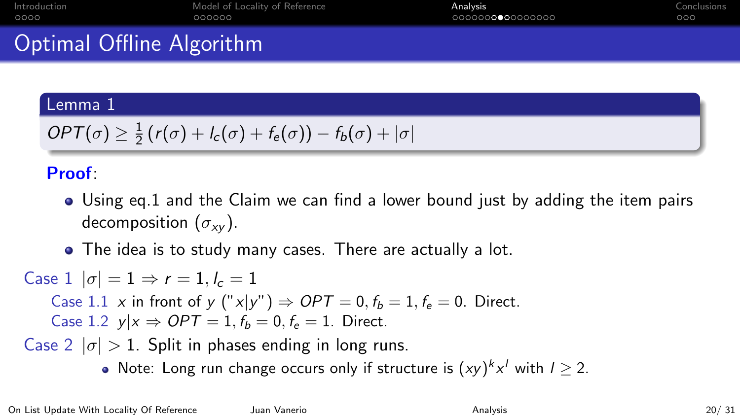# Optimal Offline Algorithm

**Lemma 1**

$OPT(\sigma) \geq \frac{1}{2}\left(r(\sigma) + l_c(\sigma) + f_e(\sigma)\right) - f_b(\sigma) + |\sigma|$

**Proof**:

- Using eq.1 and the Claim we can find a lower bound just by adding the item pairs decomposition ($\sigma_{xy}$).
- The idea is to study many cases. There are actually a lot.

Case 1 $|\sigma| = 1 \Rightarrow r = 1, l_c = 1$

Case 1.1 $x$ in front of $y$ ("$x|y$") $\Rightarrow OPT = 0, f_b = 1, f_e = 0$. Direct.

Case 1.2 $y|x \Rightarrow OPT = 1, f_b = 0, f_e = 1$. Direct.

Case 2 $|\sigma| > 1$. Split in phases ending in long runs.

- Note: Long run change occurs only if structure is $(xy)^k x^l$ with $l \geq 2$.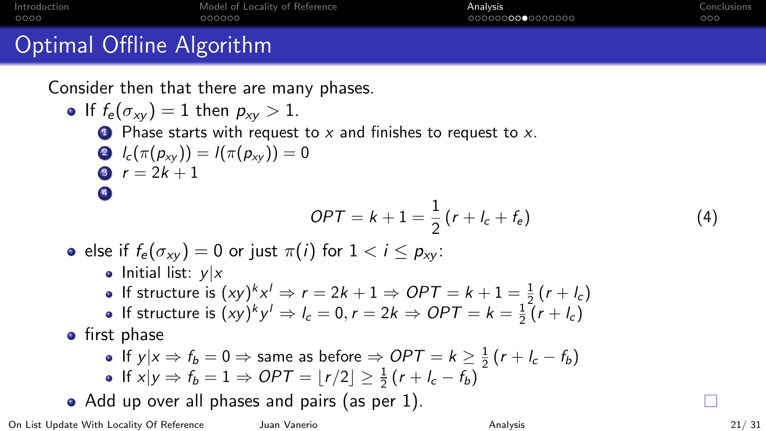# Optimal Offline Algorithm

Consider then that there are many phases.

- If $f_e(\sigma_{xy}) = 1$ then $p_{xy} > 1$.
  1. Phase starts with request to $x$ and finishes to request to $x$.
  2. $l_c(\pi(p_{xy})) = l(\pi(p_{xy})) = 0$
  3. $r = 2k + 1$
  4. $$OPT = k + 1 = \frac{1}{2}(r + l_c + f_e) \tag{4}$$
- else if $f_e(\sigma_{xy}) = 0$ or just $\pi(i)$ for $1 < i \leq p_{xy}$:
  - Initial list: $y|x$
  - If structure is $(xy)^k x^l \Rightarrow r = 2k + 1 \Rightarrow OPT = k + 1 = \frac{1}{2}(r + l_c)$
  - If structure is $(xy)^k y^l \Rightarrow l_c = 0, r = 2k \Rightarrow OPT = k = \frac{1}{2}(r + l_c)$
- first phase
  - If $y|x \Rightarrow f_b = 0 \Rightarrow$ same as before $\Rightarrow OPT = k \geq \frac{1}{2}(r + l_c - f_b)$
  - If $x|y \Rightarrow f_b = 1 \Rightarrow OPT = \lfloor r/2 \rfloor \geq \frac{1}{2}(r + l_c - f_b)$
- Add up over all phases and pairs (as per 1).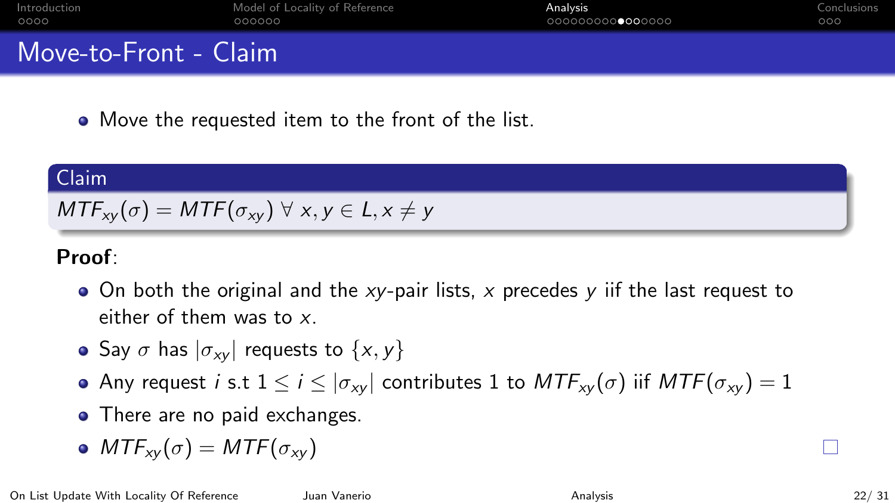# Move-to-Front - Claim

- Move the requested item to the front of the list.

**Claim**

$MTF_{xy}(\sigma) = MTF(\sigma_{xy}) \; \forall \; x, y \in L, x \neq y$

**Proof**:

- On both the original and the $xy$-pair lists, $x$ precedes $y$ iif the last request to either of them was to $x$.
- Say $\sigma$ has $|\sigma_{xy}|$ requests to $\{x, y\}$
- Any request $i$ s.t $1 \leq i \leq |\sigma_{xy}|$ contributes 1 to $MTF_{xy}(\sigma)$ iif $MTF(\sigma_{xy}) = 1$
- There are no paid exchanges.
- $MTF_{xy}(\sigma) = MTF(\sigma_{xy})$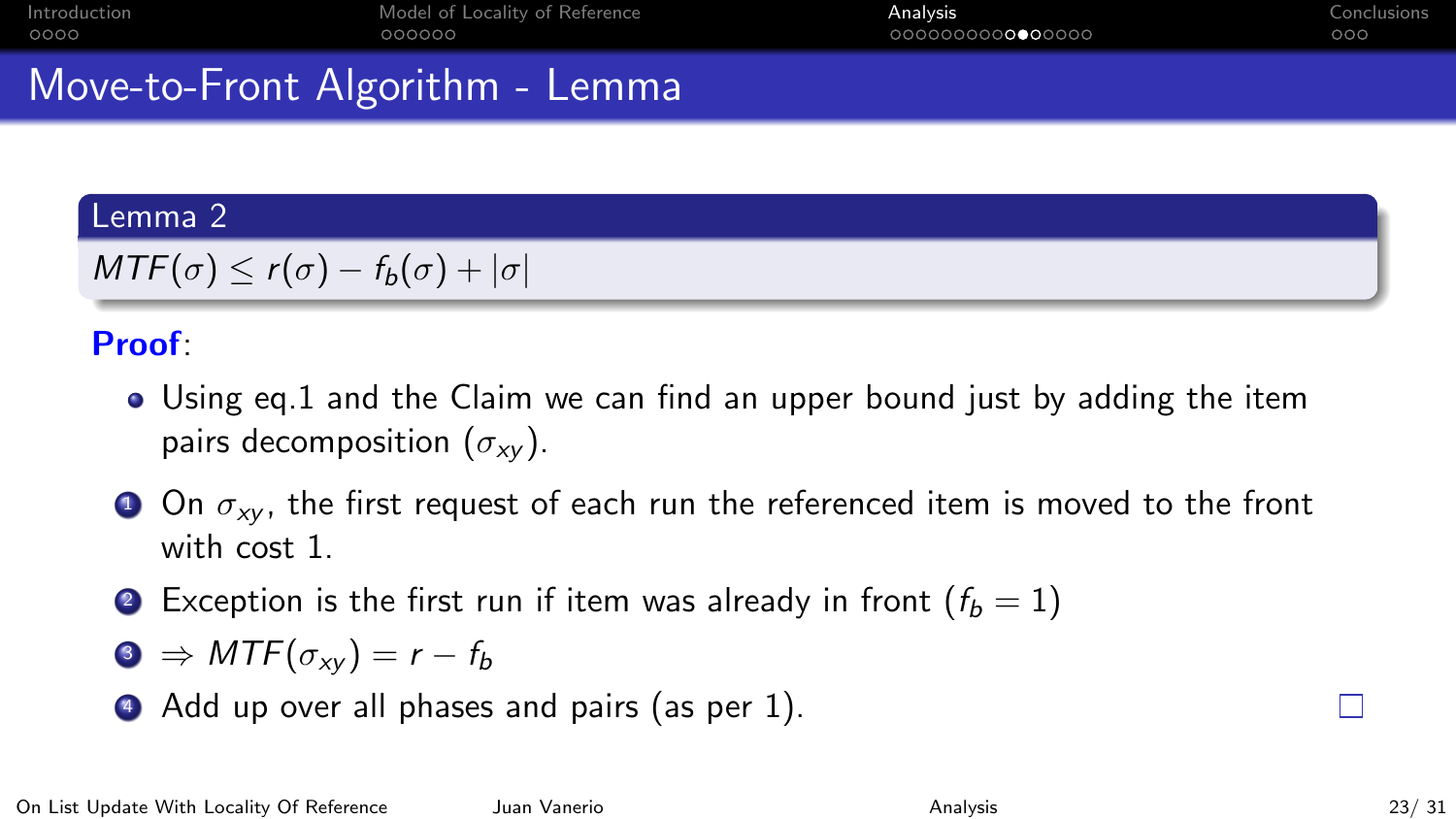## Move-to-Front Algorithm - Lemma

**Lemma 2**

$MTF(\sigma) \leq r(\sigma) - f_b(\sigma) + |\sigma|$

**Proof**:

- Using eq.1 and the Claim we can find an upper bound just by adding the item pairs decomposition ($\sigma_{xy}$).

1. On $\sigma_{xy}$, the first request of each run the referenced item is moved to the front with cost 1.
2. Exception is the first run if item was already in front ($f_b = 1$)
3. $\Rightarrow MTF(\sigma_{xy}) = r - f_b$
4. Add up over all phases and pairs (as per 1).

□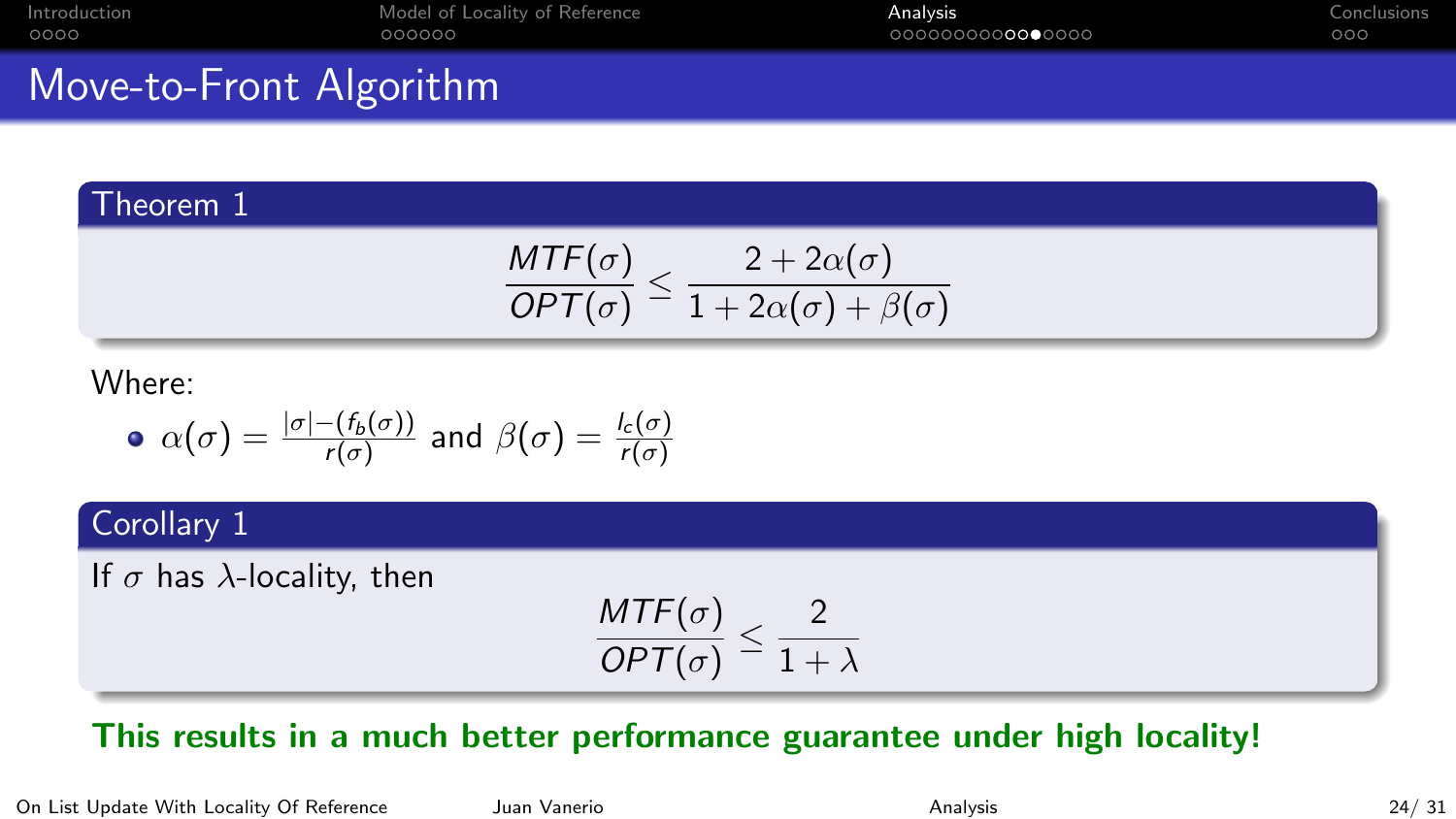# Move-to-Front Algorithm

**Theorem 1**

$$\frac{MTF(\sigma)}{OPT(\sigma)} \leq \frac{2 + 2\alpha(\sigma)}{1 + 2\alpha(\sigma) + \beta(\sigma)}$$

Where:

- $\alpha(\sigma) = \frac{|\sigma| - (f_b(\sigma))}{r(\sigma)}$ and $\beta(\sigma) = \frac{l_c(\sigma)}{r(\sigma)}$

**Corollary 1**

If $\sigma$ has $\lambda$-locality, then

$$\frac{MTF(\sigma)}{OPT(\sigma)} \leq \frac{2}{1 + \lambda}$$

**This results in a much better performance guarantee under high locality!**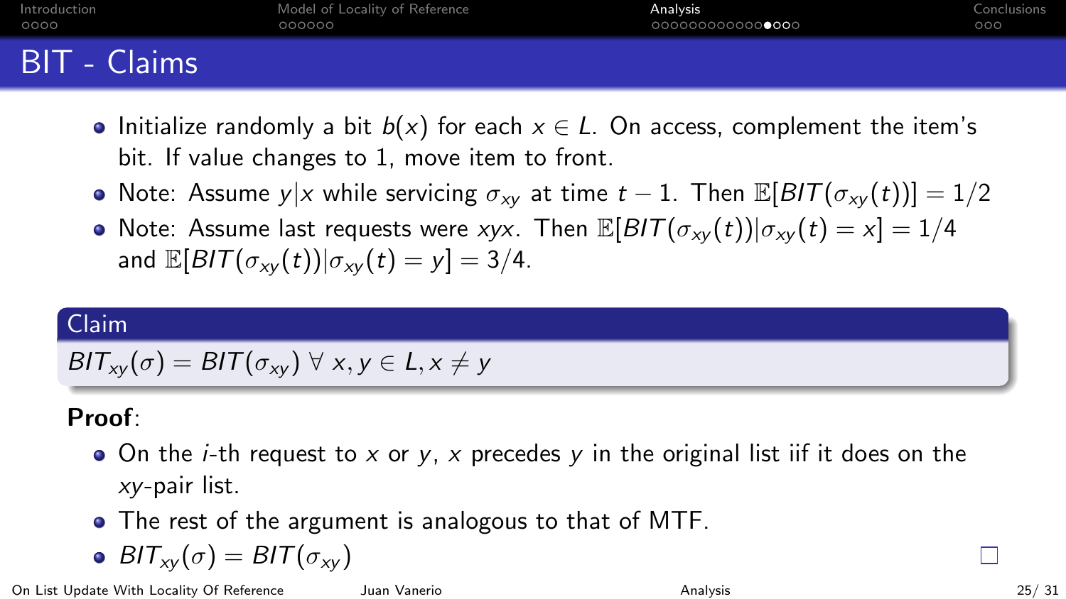# BIT - Claims

- Initialize randomly a bit $b(x)$ for each $x \in L$. On access, complement the item's bit. If value changes to 1, move item to front.
- Note: Assume $y|x$ while servicing $\sigma_{xy}$ at time $t-1$. Then $\mathbb{E}[BIT(\sigma_{xy}(t))] = 1/2$
- Note: Assume last requests were $xyx$. Then $\mathbb{E}[BIT(\sigma_{xy}(t))|\sigma_{xy}(t) = x] = 1/4$ and $\mathbb{E}[BIT(\sigma_{xy}(t))|\sigma_{xy}(t) = y] = 3/4$.

**Claim**

$BIT_{xy}(\sigma) = BIT(\sigma_{xy}) \ \forall \ x, y \in L, x \neq y$

**Proof**:

- On the $i$-th request to $x$ or $y$, $x$ precedes $y$ in the original list iif it does on the $xy$-pair list.
- The rest of the argument is analogous to that of MTF.
- $BIT_{xy}(\sigma) = BIT(\sigma_{xy})$

□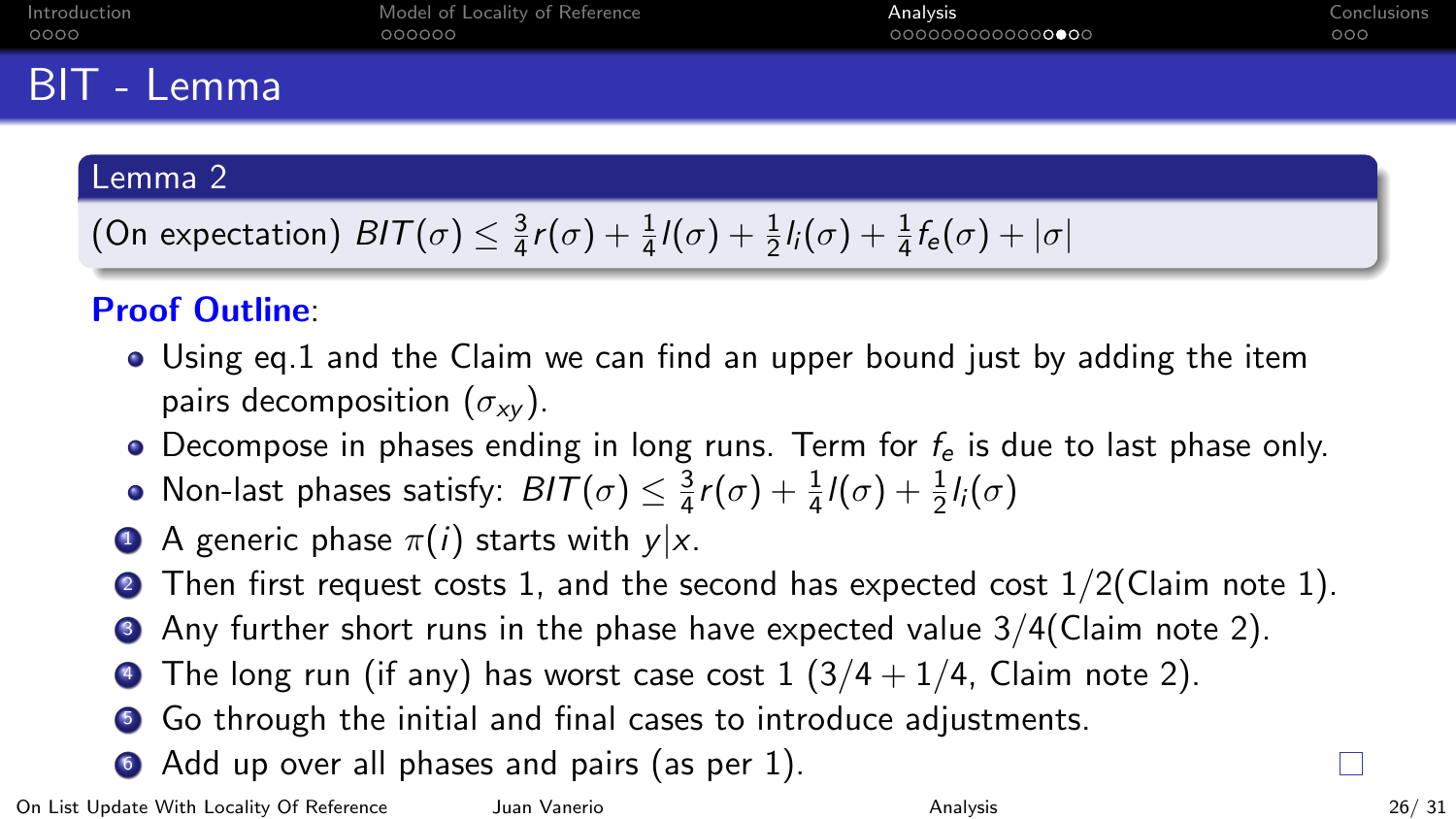# BIT - Lemma

## Lemma 2

(On expectation) $BIT(\sigma) \leq \frac{3}{4}r(\sigma) + \frac{1}{4}l(\sigma) + \frac{1}{2}l_i(\sigma) + \frac{1}{4}f_e(\sigma) + |\sigma|$

**Proof Outline**:

- Using eq.1 and the Claim we can find an upper bound just by adding the item pairs decomposition ($\sigma_{xy}$).
- Decompose in phases ending in long runs. Term for $f_e$ is due to last phase only.
- Non-last phases satisfy: $BIT(\sigma) \leq \frac{3}{4}r(\sigma) + \frac{1}{4}l(\sigma) + \frac{1}{2}l_i(\sigma)$

1. A generic phase $\pi(i)$ starts with $y|x$.
2. Then first request costs 1, and the second has expected cost $1/2$(Claim note 1).
3. Any further short runs in the phase have expected value $3/4$(Claim note 2).
4. The long run (if any) has worst case cost 1 ($3/4 + 1/4$, Claim note 2).
5. Go through the initial and final cases to introduce adjustments.
6. Add up over all phases and pairs (as per 1).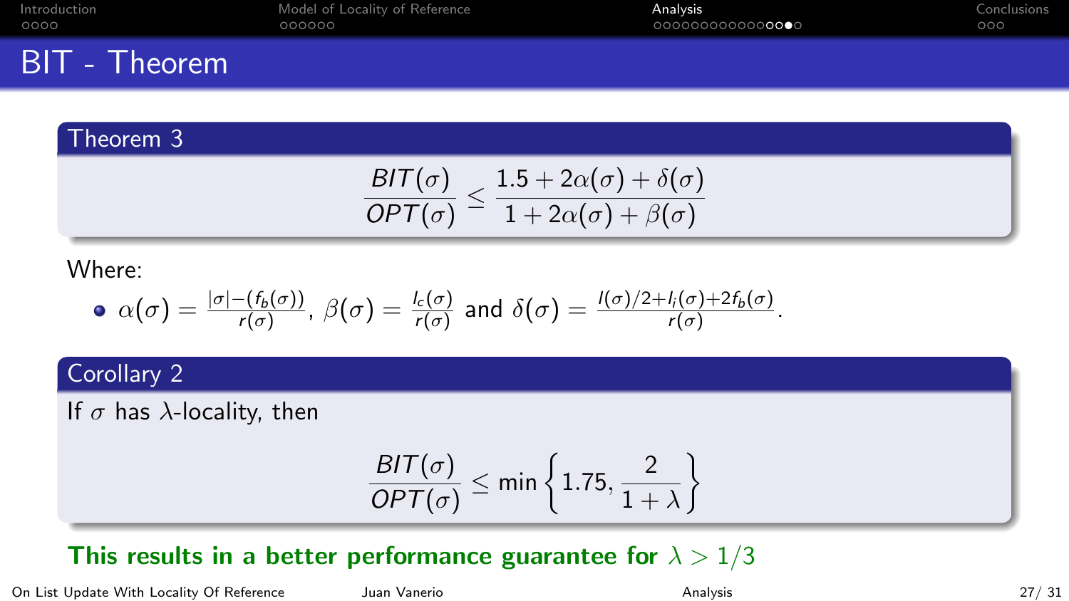# BIT - Theorem

**Theorem 3**

$$\frac{BIT(\sigma)}{OPT(\sigma)} \leq \frac{1.5 + 2\alpha(\sigma) + \delta(\sigma)}{1 + 2\alpha(\sigma) + \beta(\sigma)}$$

Where:

- $\alpha(\sigma) = \frac{|\sigma| - (f_b(\sigma))}{r(\sigma)}$, $\beta(\sigma) = \frac{l_c(\sigma)}{r(\sigma)}$ and $\delta(\sigma) = \frac{l(\sigma)/2 + l_i(\sigma) + 2f_b(\sigma)}{r(\sigma)}$.

**Corollary 2**

If $\sigma$ has $\lambda$-locality, then

$$\frac{BIT(\sigma)}{OPT(\sigma)} \leq \min\left\{1.75, \frac{2}{1+\lambda}\right\}$$

**This results in a better performance guarantee for $\lambda > 1/3$**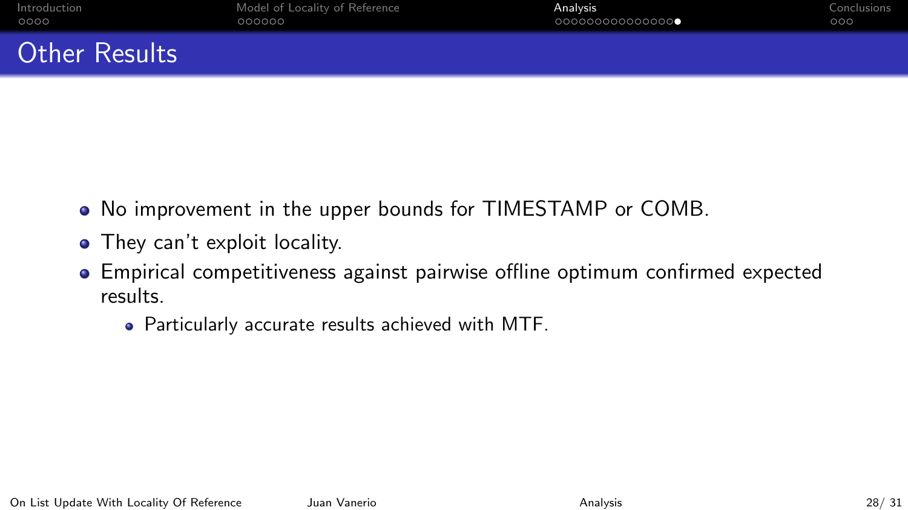# Other Results

- No improvement in the upper bounds for TIMESTAMP or COMB.
- They can't exploit locality.
- Empirical competitiveness against pairwise offline optimum confirmed expected results.
  - Particularly accurate results achieved with MTF.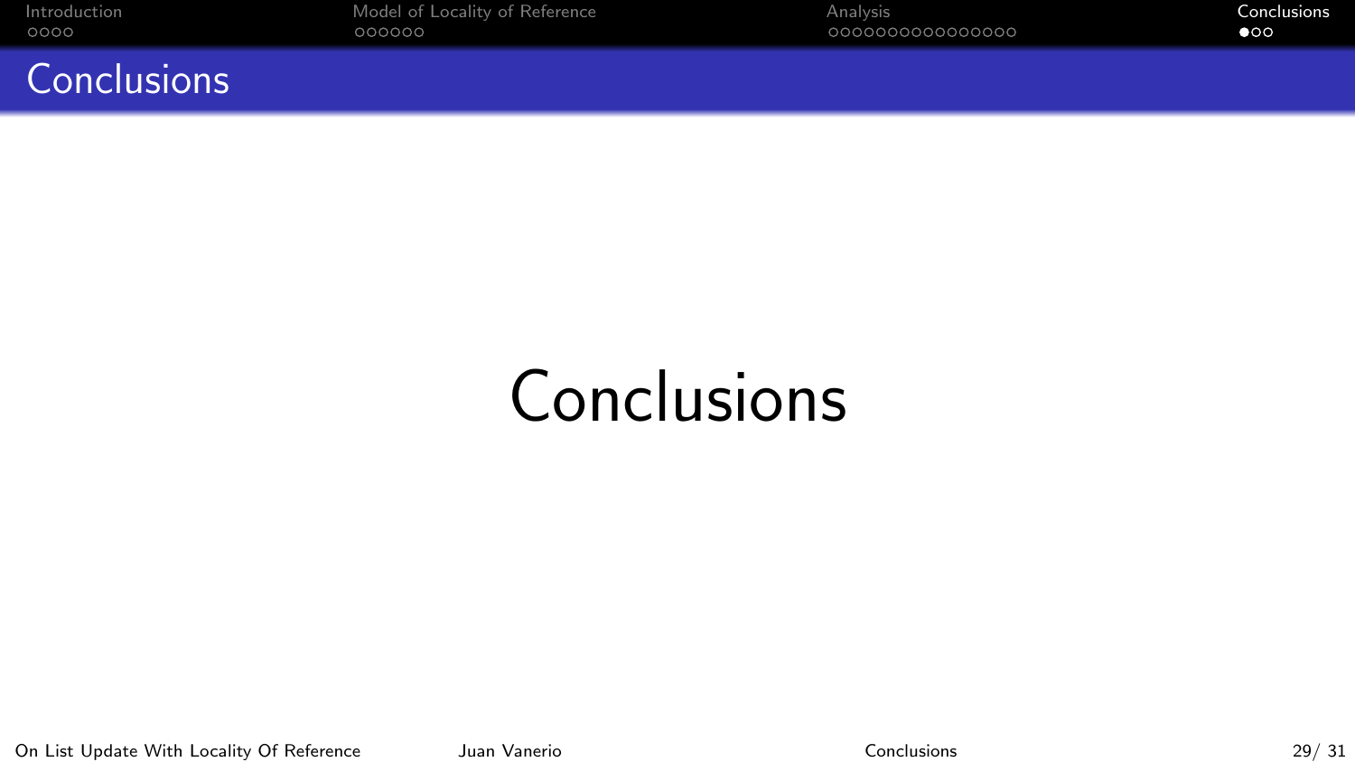# Conclusions

Conclusions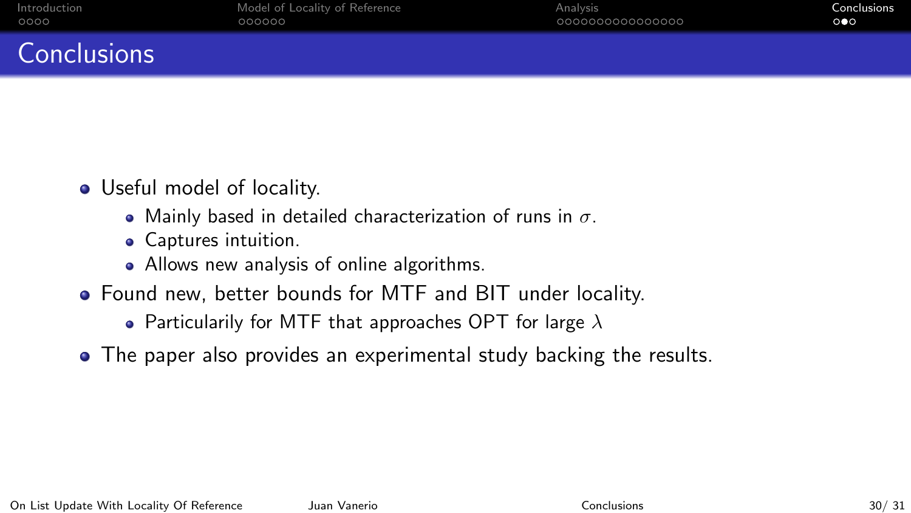# Conclusions

- Useful model of locality.
  - Mainly based in detailed characterization of runs in $\sigma$.
  - Captures intuition.
  - Allows new analysis of online algorithms.
- Found new, better bounds for MTF and BIT under locality.
  - Particularily for MTF that approaches OPT for large $\lambda$
- The paper also provides an experimental study backing the results.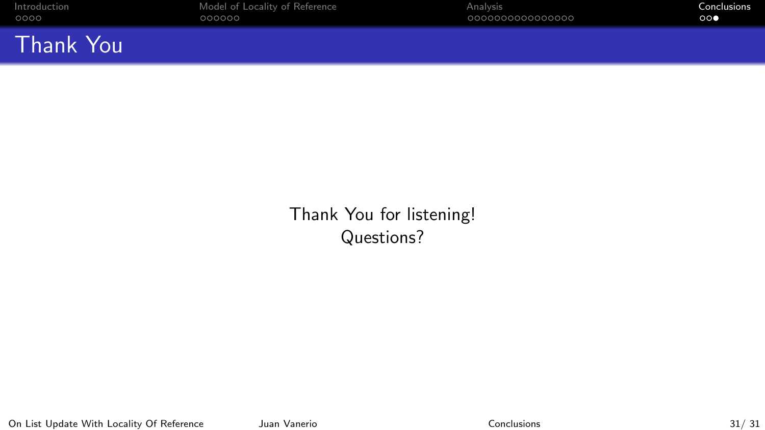# Thank You

Thank You for listening!
Questions?